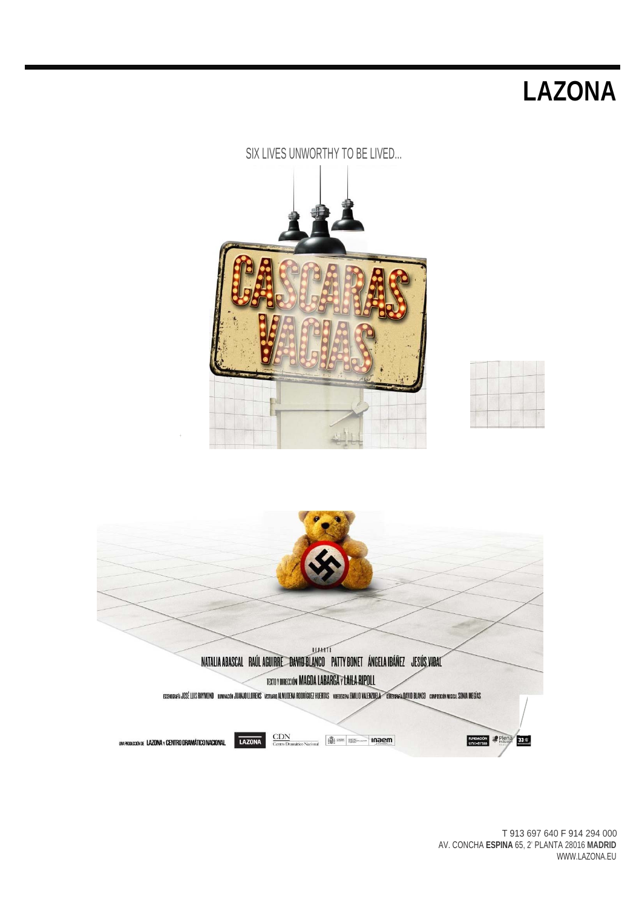# LAZONA

SIX LIVES UNWORTHY TO BE LIVED...

CASCARAS VACIAS

REPARTO

NATALIA ABASCAL RAÚL AGUIRRE DAVID BLANCO PATTY BONET ÁNGELA IBÁÑEZ JESÚS VIDAL

TEXTO Y DIRECCIÓN MAGDA LABARGA Y LAILA RIPOLL

ESCENOGRAFÍA JOSÉ LUIS RAYMOND ILUMINACIÓN JUANJO LLORENS VESTUARIO ALMUDENA RODRÍGUEZ HUERTAS VIDEOESCENA EMILIO VALENZUELA COREOGRAFÍA DAVID BLANCO COMPOSICIÓN MUSICAL SONIA MEGÍAS

UNA PRODUCCIÓN DE LAZONA Y CENTRO DRAMÁTICO NACIONAL

T 913 697 640 F 914 294 000
AV. CONCHA **ESPINA** 65, 2ª PLANTA 28016 **MADRID**
WWW.LAZONA.EU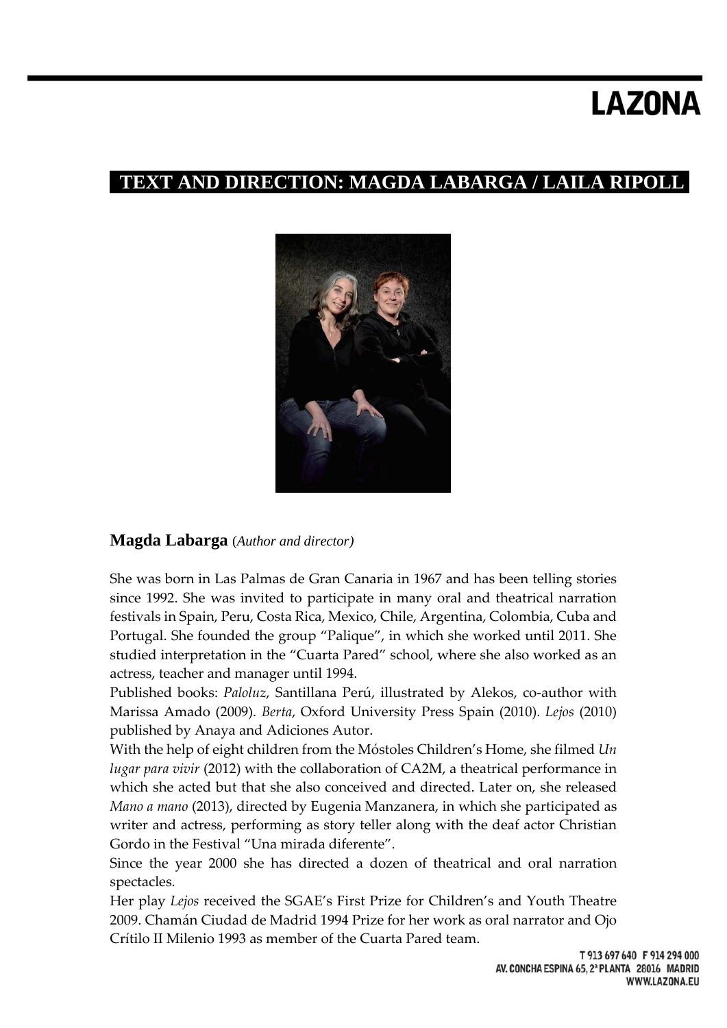## TEXT AND DIRECTION: MAGDA LABARGA / LAILA RIPOLL

**Magda Labarga** (*Author and director)*

She was born in Las Palmas de Gran Canaria in 1967 and has been telling stories since 1992. She was invited to participate in many oral and theatrical narration festivals in Spain, Peru, Costa Rica, Mexico, Chile, Argentina, Colombia, Cuba and Portugal. She founded the group "Palique", in which she worked until 2011. She studied interpretation in the "Cuarta Pared" school, where she also worked as an actress, teacher and manager until 1994.

Published books: *Paloluz*, Santillana Perú, illustrated by Alekos, co-author with Marissa Amado (2009). *Berta*, Oxford University Press Spain (2010). *Lejos* (2010) published by Anaya and Adiciones Autor.

With the help of eight children from the Móstoles Children's Home, she filmed *Un lugar para vivir* (2012) with the collaboration of CA2M, a theatrical performance in which she acted but that she also conceived and directed. Later on, she released *Mano a mano* (2013), directed by Eugenia Manzanera, in which she participated as writer and actress, performing as story teller along with the deaf actor Christian Gordo in the Festival "Una mirada diferente".

Since the year 2000 she has directed a dozen of theatrical and oral narration spectacles.

Her play *Lejos* received the SGAE's First Prize for Children's and Youth Theatre 2009. Chamán Ciudad de Madrid 1994 Prize for her work as oral narrator and Ojo Crítilo II Milenio 1993 as member of the Cuarta Pared team.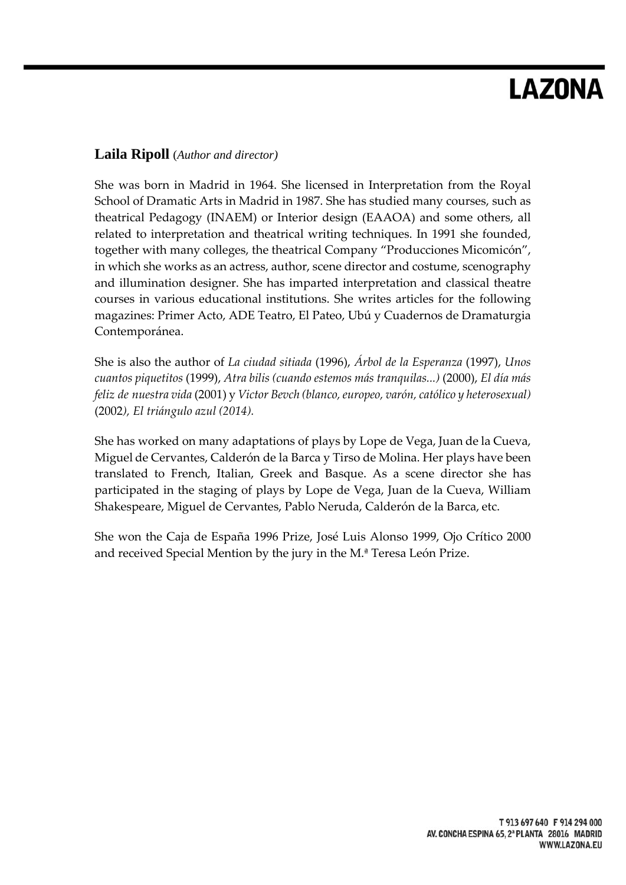**Laila Ripoll** (*Author and director)*

She was born in Madrid in 1964. She licensed in Interpretation from the Royal School of Dramatic Arts in Madrid in 1987. She has studied many courses, such as theatrical Pedagogy (INAEM) or Interior design (EAAOA) and some others, all related to interpretation and theatrical writing techniques. In 1991 she founded, together with many colleges, the theatrical Company "Producciones Micomicón", in which she works as an actress, author, scene director and costume, scenography and illumination designer. She has imparted interpretation and classical theatre courses in various educational institutions. She writes articles for the following magazines: Primer Acto, ADE Teatro, El Pateo, Ubú y Cuadernos de Dramaturgia Contemporánea.

She is also the author of *La ciudad sitiada* (1996), *Árbol de la Esperanza* (1997), *Unos cuantos piquetitos* (1999), *Atra bilis (cuando estemos más tranquilas...)* (2000), *El día más feliz de nuestra vida* (2001) y *Victor Bevch (blanco, europeo, varón, católico y heterosexual)* (2002*), El triángulo azul (2014).*

She has worked on many adaptations of plays by Lope de Vega, Juan de la Cueva, Miguel de Cervantes, Calderón de la Barca y Tirso de Molina. Her plays have been translated to French, Italian, Greek and Basque. As a scene director she has participated in the staging of plays by Lope de Vega, Juan de la Cueva, William Shakespeare, Miguel de Cervantes, Pablo Neruda, Calderón de la Barca, etc.

She won the Caja de España 1996 Prize, José Luis Alonso 1999, Ojo Crítico 2000 and received Special Mention by the jury in the M.ª Teresa León Prize.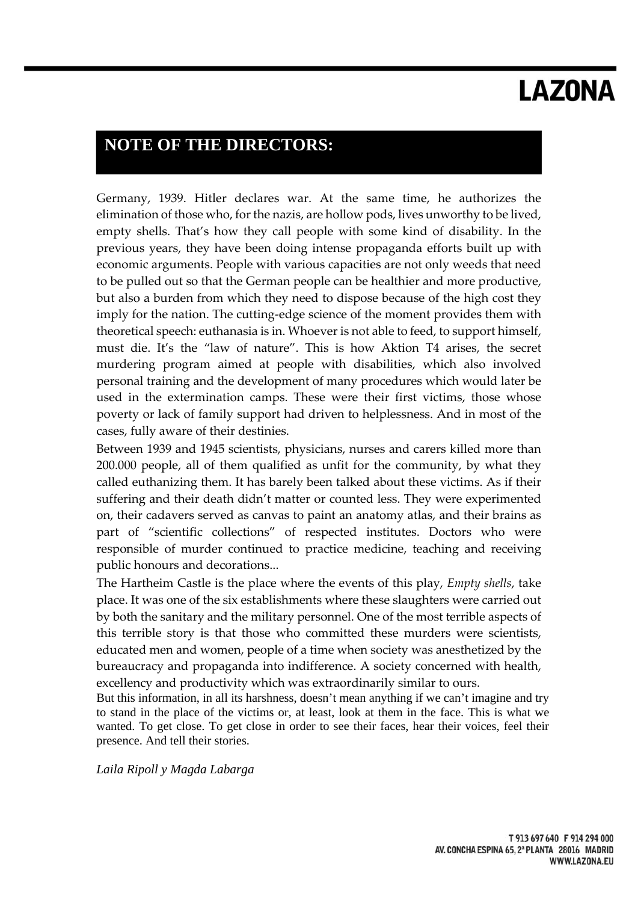# NOTE OF THE DIRECTORS:

Germany, 1939. Hitler declares war. At the same time, he authorizes the elimination of those who, for the nazis, are hollow pods, lives unworthy to be lived, empty shells. That's how they call people with some kind of disability. In the previous years, they have been doing intense propaganda efforts built up with economic arguments. People with various capacities are not only weeds that need to be pulled out so that the German people can be healthier and more productive, but also a burden from which they need to dispose because of the high cost they imply for the nation. The cutting-edge science of the moment provides them with theoretical speech: euthanasia is in. Whoever is not able to feed, to support himself, must die. It's the "law of nature". This is how Aktion T4 arises, the secret murdering program aimed at people with disabilities, which also involved personal training and the development of many procedures which would later be used in the extermination camps. These were their first victims, those whose poverty or lack of family support had driven to helplessness. And in most of the cases, fully aware of their destinies.

Between 1939 and 1945 scientists, physicians, nurses and carers killed more than 200.000 people, all of them qualified as unfit for the community, by what they called euthanizing them. It has barely been talked about these victims. As if their suffering and their death didn't matter or counted less. They were experimented on, their cadavers served as canvas to paint an anatomy atlas, and their brains as part of "scientific collections" of respected institutes. Doctors who were responsible of murder continued to practice medicine, teaching and receiving public honours and decorations...

The Hartheim Castle is the place where the events of this play, *Empty shells*, take place. It was one of the six establishments where these slaughters were carried out by both the sanitary and the military personnel. One of the most terrible aspects of this terrible story is that those who committed these murders were scientists, educated men and women, people of a time when society was anesthetized by the bureaucracy and propaganda into indifference. A society concerned with health, excellency and productivity which was extraordinarily similar to ours.

But this information, in all its harshness, doesn't mean anything if we can't imagine and try to stand in the place of the victims or, at least, look at them in the face. This is what we wanted. To get close. To get close in order to see their faces, hear their voices, feel their presence. And tell their stories.

*Laila Ripoll y Magda Labarga*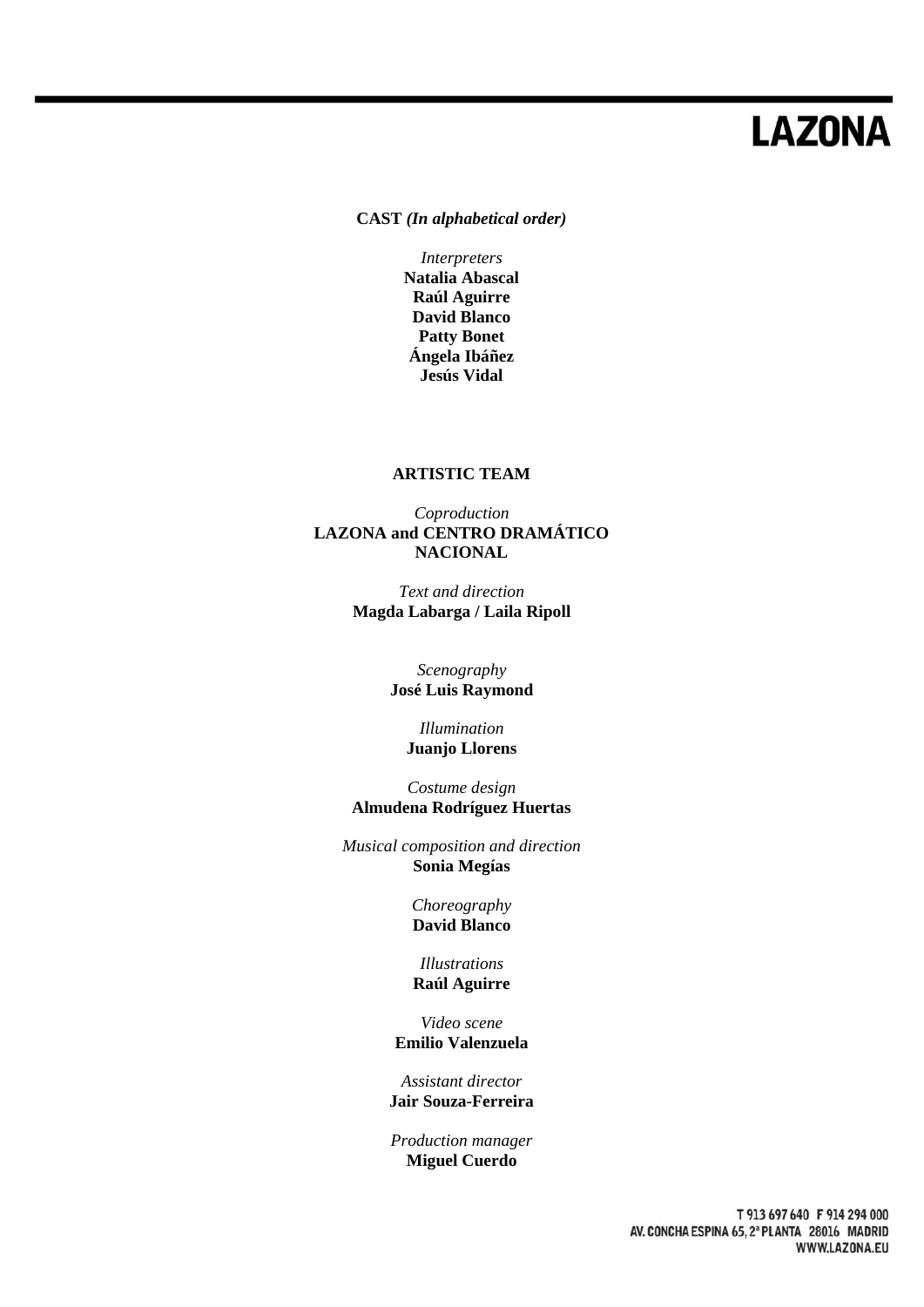**CAST *(In alphabetical order)***

*Interpreters*
**Natalia Abascal**
**Raúl Aguirre**
**David Blanco**
**Patty Bonet**
**Ángela Ibáñez**
**Jesús Vidal**

**ARTISTIC TEAM**

*Coproduction*
**LAZONA and CENTRO DRAMÁTICO NACIONAL**

*Text and direction*
**Magda Labarga / Laila Ripoll**

*Scenography*
**José Luis Raymond**

*Illumination*
**Juanjo Llorens**

*Costume design*
**Almudena Rodríguez Huertas**

*Musical composition and direction*
**Sonia Megías**

*Choreography*
**David Blanco**

*Illustrations*
**Raúl Aguirre**

*Video scene*
**Emilio Valenzuela**

*Assistant director*
**Jair Souza-Ferreira**

*Production manager*
**Miguel Cuerdo**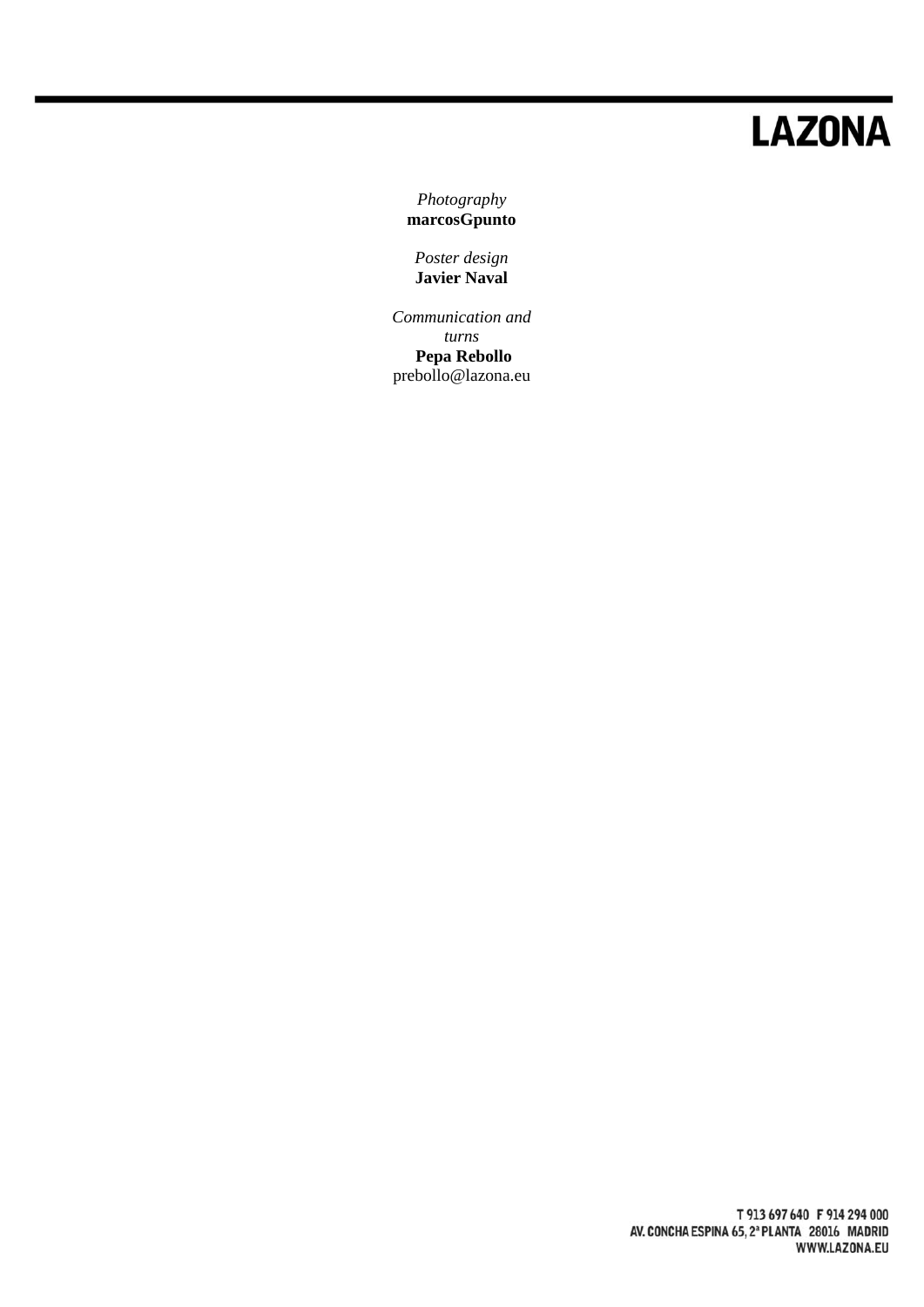*Photography*
**marcosGpunto**

*Poster design*
**Javier Naval**

*Communication and turns*
**Pepa Rebollo**
prebollo@lazona.eu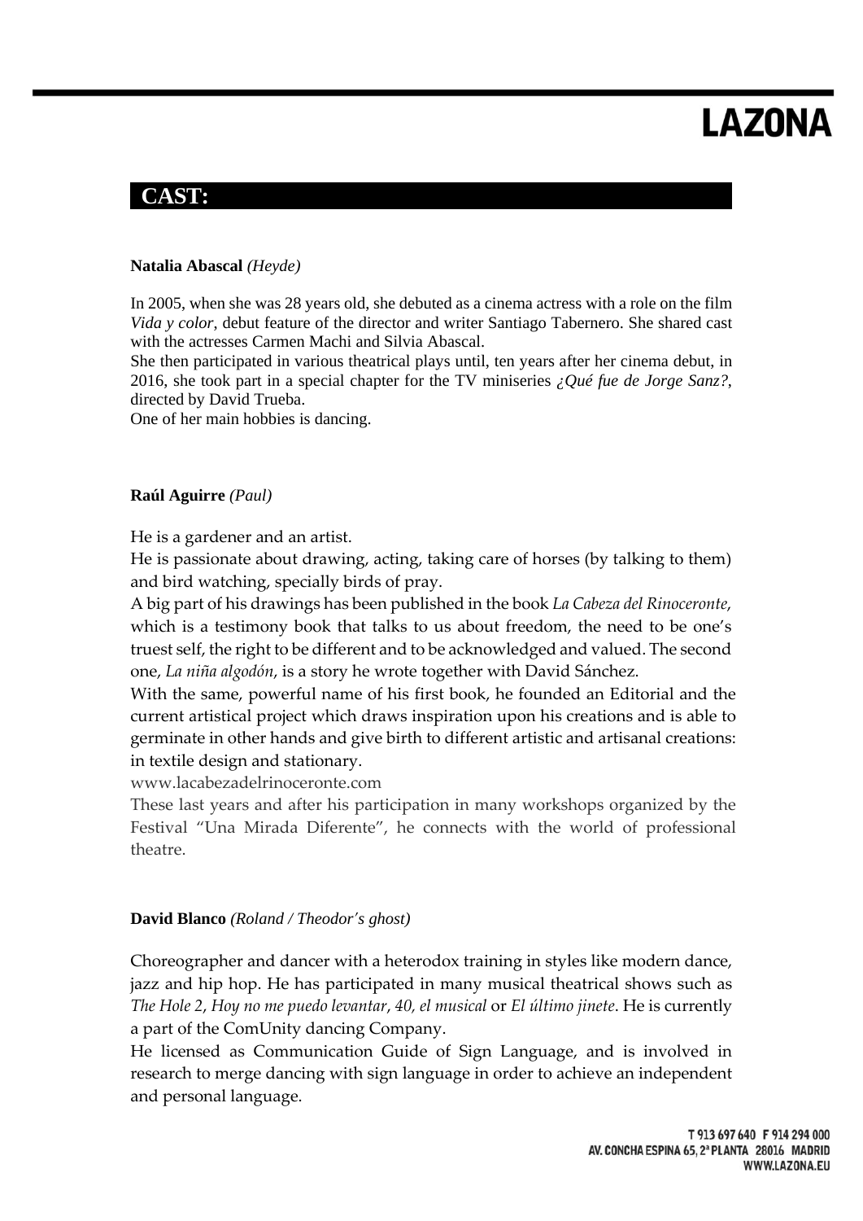## CAST:

**Natalia Abascal** *(Heyde)*

In 2005, when she was 28 years old, she debuted as a cinema actress with a role on the film *Vida y color*, debut feature of the director and writer Santiago Tabernero. She shared cast with the actresses Carmen Machi and Silvia Abascal.
She then participated in various theatrical plays until, ten years after her cinema debut, in 2016, she took part in a special chapter for the TV miniseries *¿Qué fue de Jorge Sanz?*, directed by David Trueba.
One of her main hobbies is dancing.

**Raúl Aguirre** *(Paul)*

He is a gardener and an artist.
He is passionate about drawing, acting, taking care of horses (by talking to them) and bird watching, specially birds of pray.
A big part of his drawings has been published in the book *La Cabeza del Rinoceronte*, which is a testimony book that talks to us about freedom, the need to be one's truest self, the right to be different and to be acknowledged and valued. The second one, *La niña algodón*, is a story he wrote together with David Sánchez.
With the same, powerful name of his first book, he founded an Editorial and the current artistical project which draws inspiration upon his creations and is able to germinate in other hands and give birth to different artistic and artisanal creations: in textile design and stationary.
www.lacabezadelrinoceronte.com
These last years and after his participation in many workshops organized by the Festival "Una Mirada Diferente", he connects with the world of professional theatre.

**David Blanco** *(Roland / Theodor's ghost)*

Choreographer and dancer with a heterodox training in styles like modern dance, jazz and hip hop. He has participated in many musical theatrical shows such as *The Hole 2*, *Hoy no me puedo levantar*, *40, el musical* or *El último jinete*. He is currently a part of the ComUnity dancing Company.
He licensed as Communication Guide of Sign Language, and is involved in research to merge dancing with sign language in order to achieve an independent and personal language.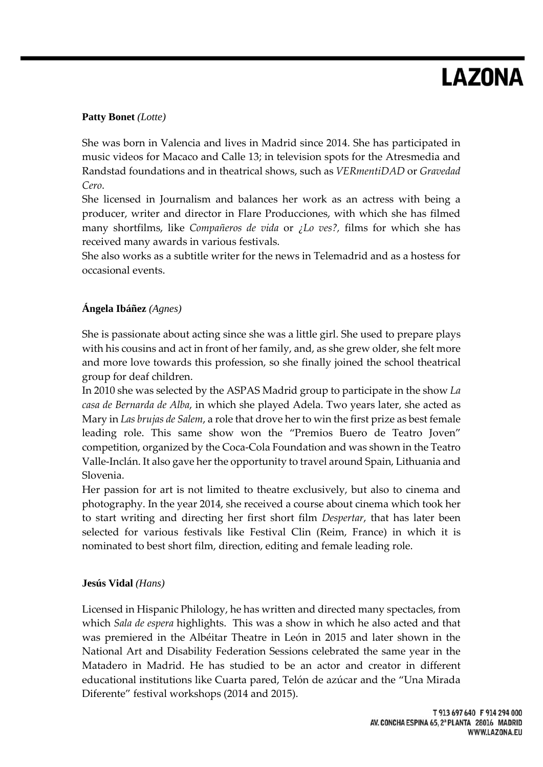**Patty Bonet** *(Lotte)*

She was born in Valencia and lives in Madrid since 2014. She has participated in music videos for Macaco and Calle 13; in television spots for the Atresmedia and Randstad foundations and in theatrical shows, such as *VERmentiDAD* or *Gravedad Cero*.
She licensed in Journalism and balances her work as an actress with being a producer, writer and director in Flare Producciones, with which she has filmed many shortfilms, like *Compañeros de vida* or *¿Lo ves?*, films for which she has received many awards in various festivals.
She also works as a subtitle writer for the news in Telemadrid and as a hostess for occasional events.

**Ángela Ibáñez** *(Agnes)*

She is passionate about acting since she was a little girl. She used to prepare plays with his cousins and act in front of her family, and, as she grew older, she felt more and more love towards this profession, so she finally joined the school theatrical group for deaf children.
In 2010 she was selected by the ASPAS Madrid group to participate in the show *La casa de Bernarda de Alba*, in which she played Adela. Two years later, she acted as Mary in *Las brujas de Salem*, a role that drove her to win the first prize as best female leading role. This same show won the "Premios Buero de Teatro Joven" competition, organized by the Coca-Cola Foundation and was shown in the Teatro Valle-Inclán. It also gave her the opportunity to travel around Spain, Lithuania and Slovenia.
Her passion for art is not limited to theatre exclusively, but also to cinema and photography. In the year 2014, she received a course about cinema which took her to start writing and directing her first short film *Despertar*, that has later been selected for various festivals like Festival Clin (Reim, France) in which it is nominated to best short film, direction, editing and female leading role.

**Jesús Vidal** *(Hans)*

Licensed in Hispanic Philology, he has written and directed many spectacles, from which *Sala de espera* highlights. This was a show in which he also acted and that was premiered in the Albéitar Theatre in León in 2015 and later shown in the National Art and Disability Federation Sessions celebrated the same year in the Matadero in Madrid. He has studied to be an actor and creator in different educational institutions like Cuarta pared, Telón de azúcar and the "Una Mirada Diferente" festival workshops (2014 and 2015).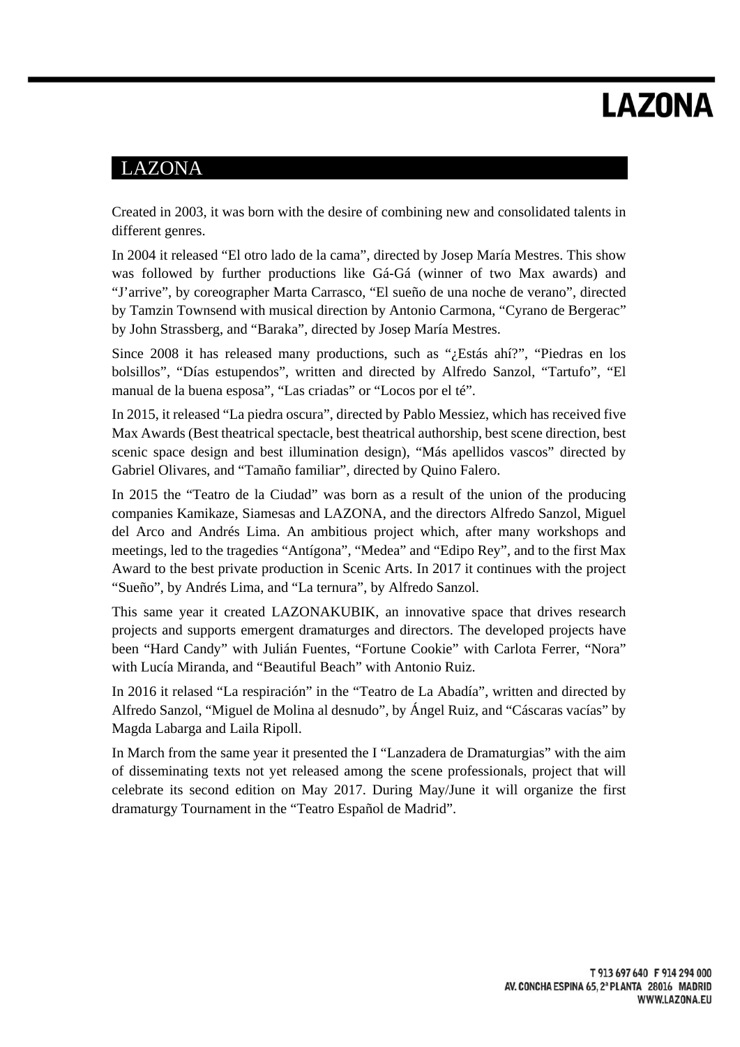## LAZONA

Created in 2003, it was born with the desire of combining new and consolidated talents in different genres.

In 2004 it released "El otro lado de la cama", directed by Josep María Mestres. This show was followed by further productions like Gá-Gá (winner of two Max awards) and "J'arrive", by coreographer Marta Carrasco, "El sueño de una noche de verano", directed by Tamzin Townsend with musical direction by Antonio Carmona, "Cyrano de Bergerac" by John Strassberg, and "Baraka", directed by Josep María Mestres.

Since 2008 it has released many productions, such as "¿Estás ahí?", "Piedras en los bolsillos", "Días estupendos", written and directed by Alfredo Sanzol, "Tartufo", "El manual de la buena esposa", "Las criadas" or "Locos por el té".

In 2015, it released "La piedra oscura", directed by Pablo Messiez, which has received five Max Awards (Best theatrical spectacle, best theatrical authorship, best scene direction, best scenic space design and best illumination design), "Más apellidos vascos" directed by Gabriel Olivares, and "Tamaño familiar", directed by Quino Falero.

In 2015 the "Teatro de la Ciudad" was born as a result of the union of the producing companies Kamikaze, Siamesas and LAZONA, and the directors Alfredo Sanzol, Miguel del Arco and Andrés Lima. An ambitious project which, after many workshops and meetings, led to the tragedies "Antígona", "Medea" and "Edipo Rey", and to the first Max Award to the best private production in Scenic Arts. In 2017 it continues with the project "Sueño", by Andrés Lima, and "La ternura", by Alfredo Sanzol.

This same year it created LAZONAKUBIK, an innovative space that drives research projects and supports emergent dramaturges and directors. The developed projects have been "Hard Candy" with Julián Fuentes, "Fortune Cookie" with Carlota Ferrer, "Nora" with Lucía Miranda, and "Beautiful Beach" with Antonio Ruiz.

In 2016 it relased "La respiración" in the "Teatro de La Abadía", written and directed by Alfredo Sanzol, "Miguel de Molina al desnudo", by Ángel Ruiz, and "Cáscaras vacías" by Magda Labarga and Laila Ripoll.

In March from the same year it presented the I "Lanzadera de Dramaturgias" with the aim of disseminating texts not yet released among the scene professionals, project that will celebrate its second edition on May 2017. During May/June it will organize the first dramaturgy Tournament in the "Teatro Español de Madrid".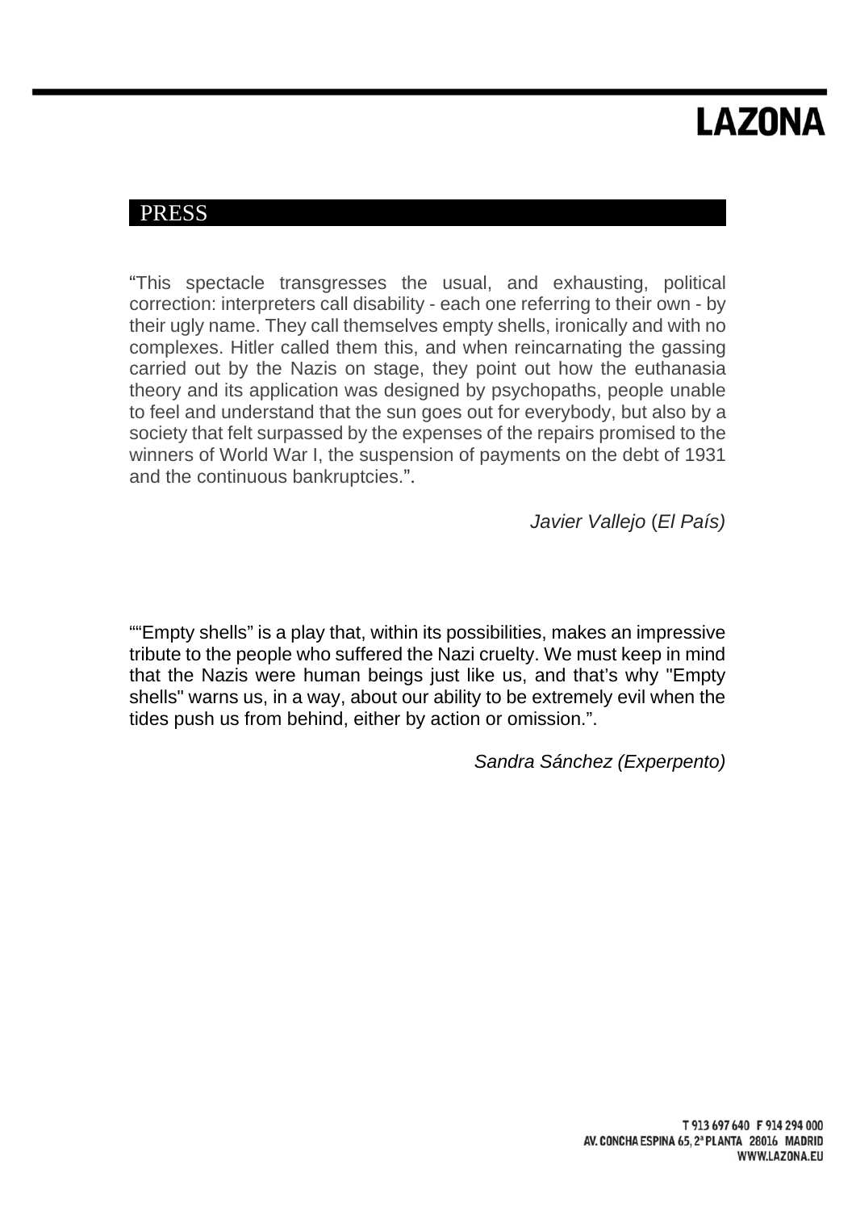## PRESS

"This spectacle transgresses the usual, and exhausting, political correction: interpreters call disability - each one referring to their own - by their ugly name. They call themselves empty shells, ironically and with no complexes. Hitler called them this, and when reincarnating the gassing carried out by the Nazis on stage, they point out how the euthanasia theory and its application was designed by psychopaths, people unable to feel and understand that the sun goes out for everybody, but also by a society that felt surpassed by the expenses of the repairs promised to the winners of World War I, the suspension of payments on the debt of 1931 and the continuous bankruptcies.".

*Javier Vallejo* (*El País)*

""Empty shells" is a play that, within its possibilities, makes an impressive tribute to the people who suffered the Nazi cruelty. We must keep in mind that the Nazis were human beings just like us, and that's why "Empty shells" warns us, in a way, about our ability to be extremely evil when the tides push us from behind, either by action or omission.".

*Sandra Sánchez (Experpento)*